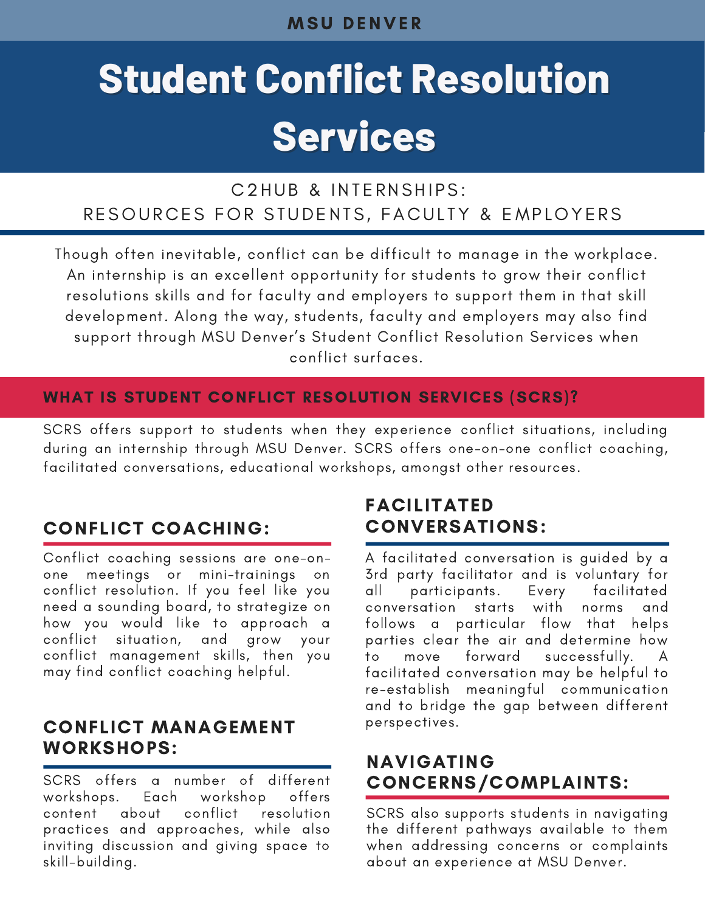MSU DENVER

# Student Conflict Resolution Services

C2HUB & INTERNSHIPS:
RESOURCES FOR STUDENTS, FACULTY & EMPLOYERS

Though often inevitable, conflict can be difficult to manage in the workplace. An internship is an excellent opportunity for students to grow their conflict resolutions skills and for faculty and employers to support them in that skill development. Along the way, students, faculty and employers may also find support through MSU Denver's Student Conflict Resolution Services when conflict surfaces.

## WHAT IS STUDENT CONFLICT RESOLUTION SERVICES (SCRS)?

SCRS offers support to students when they experience conflict situations, including during an internship through MSU Denver. SCRS offers one-on-one conflict coaching, facilitated conversations, educational workshops, amongst other resources.

### CONFLICT COACHING:

Conflict coaching sessions are one-on-one meetings or mini-trainings on conflict resolution. If you feel like you need a sounding board, to strategize on how you would like to approach a conflict situation, and grow your conflict management skills, then you may find conflict coaching helpful.

### CONFLICT MANAGEMENT WORKSHOPS:

SCRS offers a number of different workshops. Each workshop offers content about conflict resolution practices and approaches, while also inviting discussion and giving space to skill-building.

### FACILITATED CONVERSATIONS:

A facilitated conversation is guided by a 3rd party facilitator and is voluntary for all participants. Every facilitated conversation starts with norms and follows a particular flow that helps parties clear the air and determine how to move forward successfully. A facilitated conversation may be helpful to re-establish meaningful communication and to bridge the gap between different perspectives.

### NAVIGATING CONCERNS/COMPLAINTS:

SCRS also supports students in navigating the different pathways available to them when addressing concerns or complaints about an experience at MSU Denver.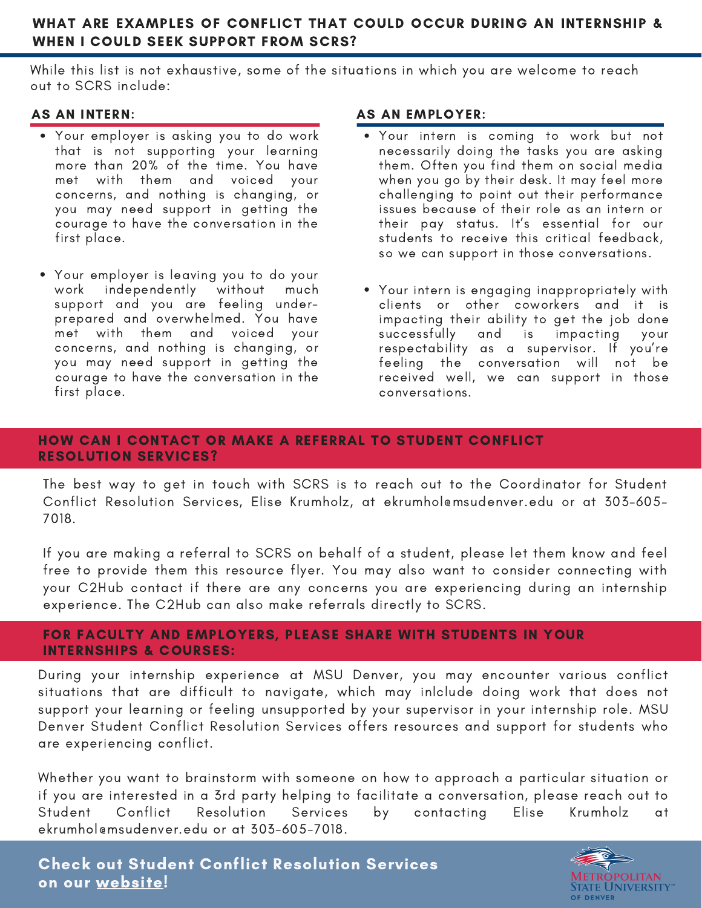## WHAT ARE EXAMPLES OF CONFLICT THAT COULD OCCUR DURING AN INTERNSHIP & WHEN I COULD SEEK SUPPORT FROM SCRS?

While this list is not exhaustive, some of the situations in which you are welcome to reach out to SCRS include:

### AS AN INTERN:

- Your employer is asking you to do work that is not supporting your learning more than 20% of the time. You have met with them and voiced your concerns, and nothing is changing, or you may need support in getting the courage to have the conversation in the first place.
- Your employer is leaving you to do your work independently without much support and you are feeling under-prepared and overwhelmed. You have met with them and voiced your concerns, and nothing is changing, or you may need support in getting the courage to have the conversation in the first place.

### AS AN EMPLOYER:

- Your intern is coming to work but not necessarily doing the tasks you are asking them. Often you find them on social media when you go by their desk. It may feel more challenging to point out their performance issues because of their role as an intern or their pay status. It's essential for our students to receive this critical feedback, so we can support in those conversations.
- Your intern is engaging inappropriately with clients or other coworkers and it is impacting their ability to get the job done successfully and is impacting your respectability as a supervisor. If you're feeling the conversation will not be received well, we can support in those conversations.

## HOW CAN I CONTACT OR MAKE A REFERRAL TO STUDENT CONFLICT RESOLUTION SERVICES?

The best way to get in touch with SCRS is to reach out to the Coordinator for Student Conflict Resolution Services, Elise Krumholz, at ekrumhol@msudenver.edu or at 303-605-7018.

If you are making a referral to SCRS on behalf of a student, please let them know and feel free to provide them this resource flyer. You may also want to consider connecting with your C2Hub contact if there are any concerns you are experiencing during an internship experience. The C2Hub can also make referrals directly to SCRS.

## FOR FACULTY AND EMPLOYERS, PLEASE SHARE WITH STUDENTS IN YOUR INTERNSHIPS & COURSES:

During your internship experience at MSU Denver, you may encounter various conflict situations that are difficult to navigate, which may inlclude doing work that does not support your learning or feeling unsupported by your supervisor in your internship role. MSU Denver Student Conflict Resolution Services offers resources and support for students who are experiencing conflict.

Whether you want to brainstorm with someone on how to approach a particular situation or if you are interested in a 3rd party helping to facilitate a conversation, please reach out to Student Conflict Resolution Services by contacting Elise Krumholz at ekrumhol@msudenver.edu or at 303-605-7018.

**Check out Student Conflict Resolution Services on our website!**

Metropolitan State University of Denver